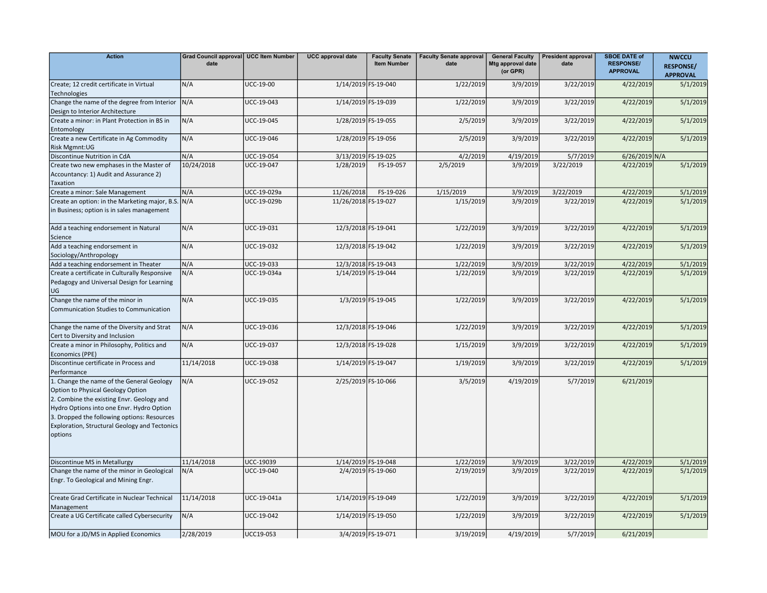| Action | Grad Council approval date | UCC Item Number | UCC approval date | Faculty Senate Item Number | Faculty Senate approval date | General Faculty Mtg approval date (or GPR) | President approval date | SBOE DATE of RESPONSE/ APPROVAL | NWCCU RESPONSE/ APPROVAL |
|---|---|---|---|---|---|---|---|---|---|
| Create; 12 credit certificate in Virtual Technologies | N/A | UCC-19-00 | 1/14/2019 | FS-19-040 | 1/22/2019 | 3/9/2019 | 3/22/2019 | 4/22/2019 | 5/1/2019 |
| Change the name of the degree from Interior Design to Interior Architecture | N/A | UCC-19-043 | 1/14/2019 | FS-19-039 | 1/22/2019 | 3/9/2019 | 3/22/2019 | 4/22/2019 | 5/1/2019 |
| Create a minor: in Plant Protection in BS in Entomology | N/A | UCC-19-045 | 1/28/2019 | FS-19-055 | 2/5/2019 | 3/9/2019 | 3/22/2019 | 4/22/2019 | 5/1/2019 |
| Create a new Certificate in Ag Commodity Risk Mgmnt:UG | N/A | UCC-19-046 | 1/28/2019 | FS-19-056 | 2/5/2019 | 3/9/2019 | 3/22/2019 | 4/22/2019 | 5/1/2019 |
| Discontinue Nutrition in CdA | N/A | UCC-19-054 | 3/13/2019 | FS-19-025 | 4/2/2019 | 4/19/2019 | 5/7/2019 | 6/26/2019 | N/A |
| Create two new emphases in the Master of Accountancy: 1) Audit and Assurance 2) Taxation | 10/24/2018 | UCC-19-047 | 1/28/2019 | FS-19-057 | 2/5/2019 | 3/9/2019 | 3/22/2019 | 4/22/2019 | 5/1/2019 |
| Create a minor: Sale Management | N/A | UCC-19-029a | 11/26/2018 | FS-19-026 | 1/15/2019 | 3/9/2019 | 3/22/2019 | 4/22/2019 | 5/1/2019 |
| Create an option: in the Marketing major, B.S. in Business; option is in sales management | N/A | UCC-19-029b | 11/26/2018 | FS-19-027 | 1/15/2019 | 3/9/2019 | 3/22/2019 | 4/22/2019 | 5/1/2019 |
| Add a teaching endorsement in Natural Science | N/A | UCC-19-031 | 12/3/2018 | FS-19-041 | 1/22/2019 | 3/9/2019 | 3/22/2019 | 4/22/2019 | 5/1/2019 |
| Add a teaching endorsement in Sociology/Anthropology | N/A | UCC-19-032 | 12/3/2018 | FS-19-042 | 1/22/2019 | 3/9/2019 | 3/22/2019 | 4/22/2019 | 5/1/2019 |
| Add a teaching endorsement in Theater | N/A | UCC-19-033 | 12/3/2018 | FS-19-043 | 1/22/2019 | 3/9/2019 | 3/22/2019 | 4/22/2019 | 5/1/2019 |
| Create a certificate in Culturally Responsive Pedagogy and Universal Design for Learning UG | N/A | UCC-19-034a | 1/14/2019 | FS-19-044 | 1/22/2019 | 3/9/2019 | 3/22/2019 | 4/22/2019 | 5/1/2019 |
| Change the name of the minor in Communication Studies to Communication | N/A | UCC-19-035 | 1/3/2019 | FS-19-045 | 1/22/2019 | 3/9/2019 | 3/22/2019 | 4/22/2019 | 5/1/2019 |
| Change the name of the Diversity and Strat Cert to Diversity and Inclusion | N/A | UCC-19-036 | 12/3/2018 | FS-19-046 | 1/22/2019 | 3/9/2019 | 3/22/2019 | 4/22/2019 | 5/1/2019 |
| Create a minor in Philosophy, Politics and Economics (PPE) | N/A | UCC-19-037 | 12/3/2018 | FS-19-028 | 1/15/2019 | 3/9/2019 | 3/22/2019 | 4/22/2019 | 5/1/2019 |
| Discontinue certificate in Process and Performance | 11/14/2018 | UCC-19-038 | 1/14/2019 | FS-19-047 | 1/19/2019 | 3/9/2019 | 3/22/2019 | 4/22/2019 | 5/1/2019 |
| 1. Change the name of the General Geology Option to Physical Geology Option 2. Combine the existing Envr. Geology and Hydro Options into one Envr. Hydro Option 3. Dropped the following options: Resources Exploration, Structural Geology and Tectonics options | N/A | UCC-19-052 | 2/25/2019 | FS-10-066 | 3/5/2019 | 4/19/2019 | 5/7/2019 | 6/21/2019 | |
| Discontinue MS in Metallurgy | 11/14/2018 | UCC-19039 | 1/14/2019 | FS-19-048 | 1/22/2019 | 3/9/2019 | 3/22/2019 | 4/22/2019 | 5/1/2019 |
| Change the name of the minor in Geological Engr. To Geological and Mining Engr. | N/A | UCC-19-040 | 2/4/2019 | FS-19-060 | 2/19/2019 | 3/9/2019 | 3/22/2019 | 4/22/2019 | 5/1/2019 |
| Create Grad Certificate in Nuclear Technical Management | 11/14/2018 | UCC-19-041a | 1/14/2019 | FS-19-049 | 1/22/2019 | 3/9/2019 | 3/22/2019 | 4/22/2019 | 5/1/2019 |
| Create a UG Certificate called Cybersecurity | N/A | UCC-19-042 | 1/14/2019 | FS-19-050 | 1/22/2019 | 3/9/2019 | 3/22/2019 | 4/22/2019 | 5/1/2019 |
| MOU for a JD/MS in Applied Economics | 2/28/2019 | UCC19-053 | 3/4/2019 | FS-19-071 | 3/19/2019 | 4/19/2019 | 5/7/2019 | 6/21/2019 | |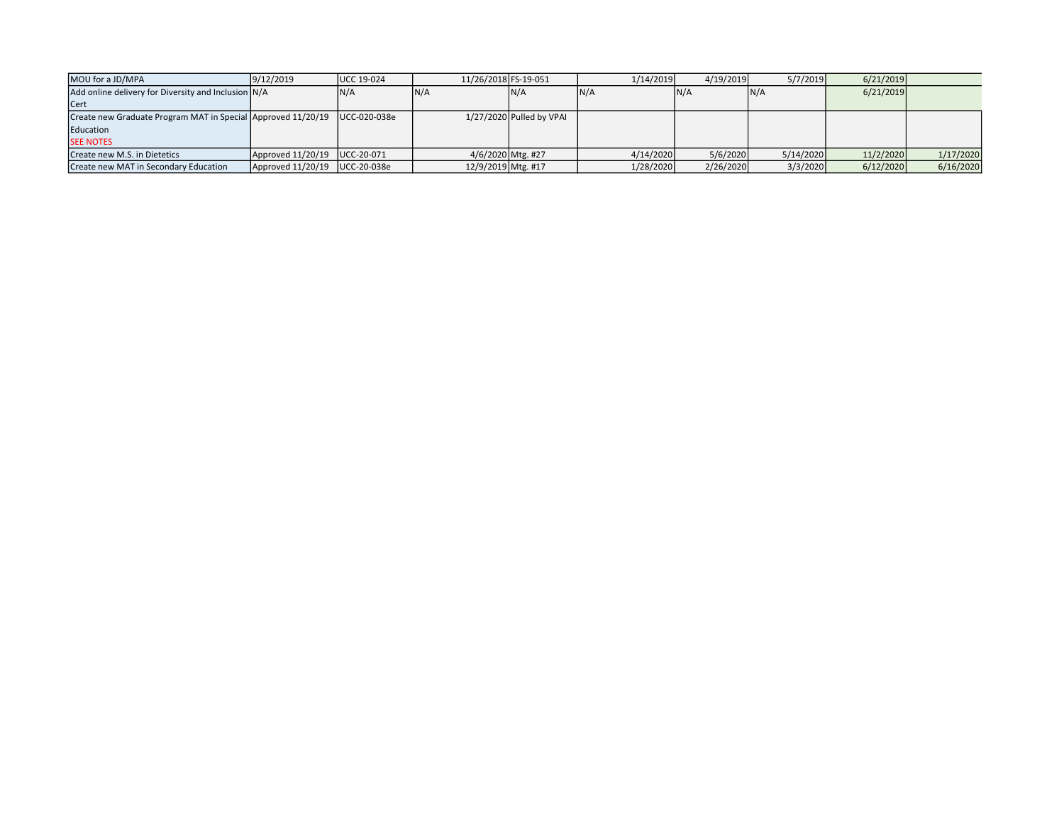| | | | | | | | | | |
|---|---|---|---|---|---|---|---|---|---|
| MOU for a JD/MPA | 9/12/2019 | UCC 19-024 | 11/26/2018 | FS-19-051 | 1/14/2019 | 4/19/2019 | 5/7/2019 | 6/21/2019 | |
| Add online delivery for Diversity and Inclusion Cert | N/A | N/A | N/A | N/A | N/A | N/A | N/A | 6/21/2019 | |
| Create new Graduate Program MAT in Special Education SEE NOTES | Approved 11/20/19 | UCC-020-038e | 1/27/2020 | Pulled by VPAI | | | | | |
| Create new M.S. in Dietetics | Approved 11/20/19 | UCC-20-071 | 4/6/2020 | Mtg. #27 | 4/14/2020 | 5/6/2020 | 5/14/2020 | 11/2/2020 | 1/17/2020 |
| Create new MAT in Secondary Education | Approved 11/20/19 | UCC-20-038e | 12/9/2019 | Mtg. #17 | 1/28/2020 | 2/26/2020 | 3/3/2020 | 6/12/2020 | 6/16/2020 |